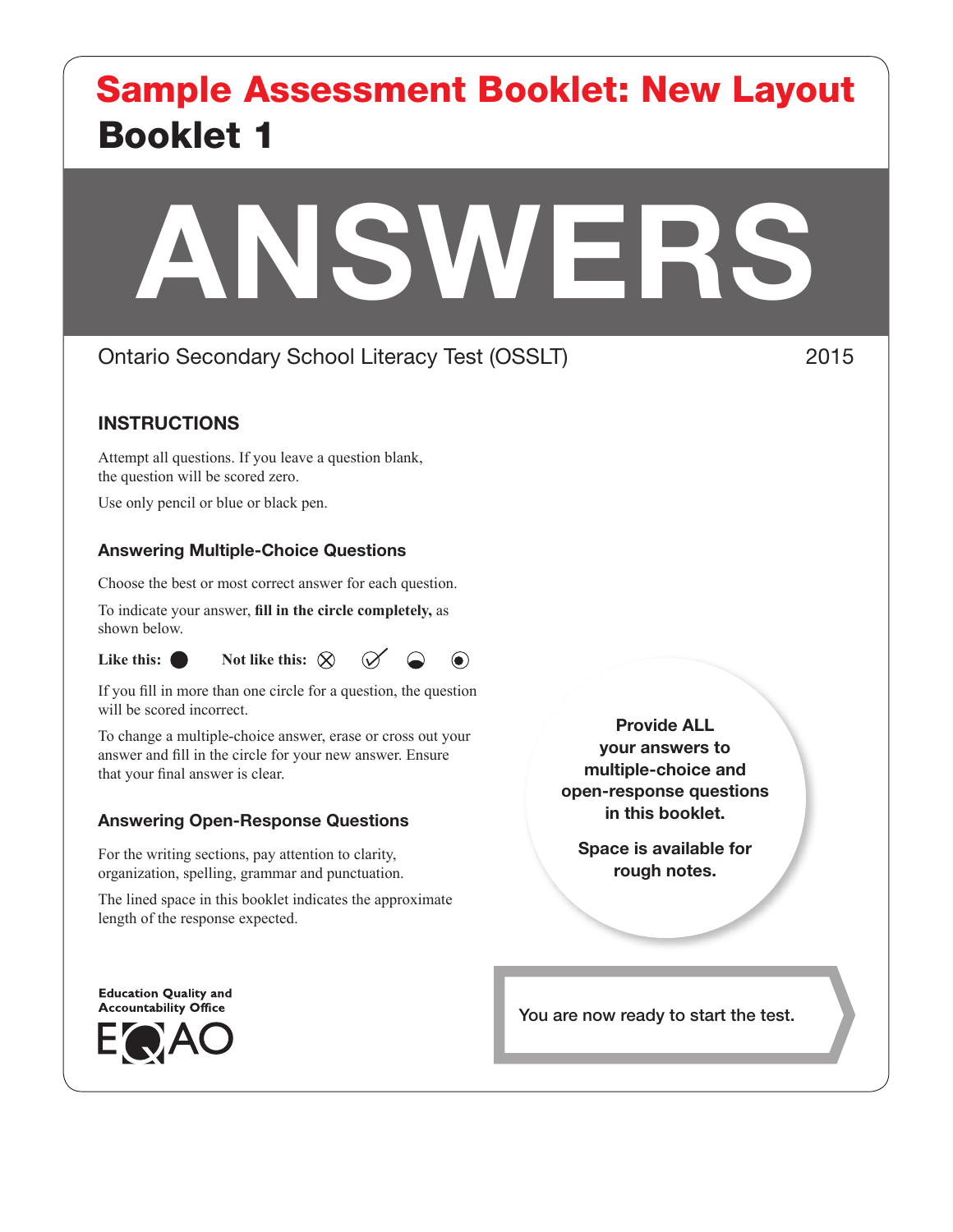# Sample Assessment Booklet: New Layout

## Booklet 1

# ANSWERS

Ontario Secondary School Literacy Test (OSSLT) 2015

### INSTRUCTIONS

Attempt all questions. If you leave a question blank, the question will be scored zero.

Use only pencil or blue or black pen.

#### Answering Multiple-Choice Questions

Choose the best or most correct answer for each question.

To indicate your answer, **fill in the circle completely,** as shown below.

**Like this:** ● **Not like this:** ⊗ ✓ ◒ ⊙

If you fill in more than one circle for a question, the question will be scored incorrect.

To change a multiple-choice answer, erase or cross out your answer and fill in the circle for your new answer. Ensure that your final answer is clear.

#### Answering Open-Response Questions

For the writing sections, pay attention to clarity, organization, spelling, grammar and punctuation.

The lined space in this booklet indicates the approximate length of the response expected.

**Provide ALL your answers to multiple-choice and open-response questions in this booklet.**

**Space is available for rough notes.**

Education Quality and Accountability Office

EQAO

You are now ready to start the test.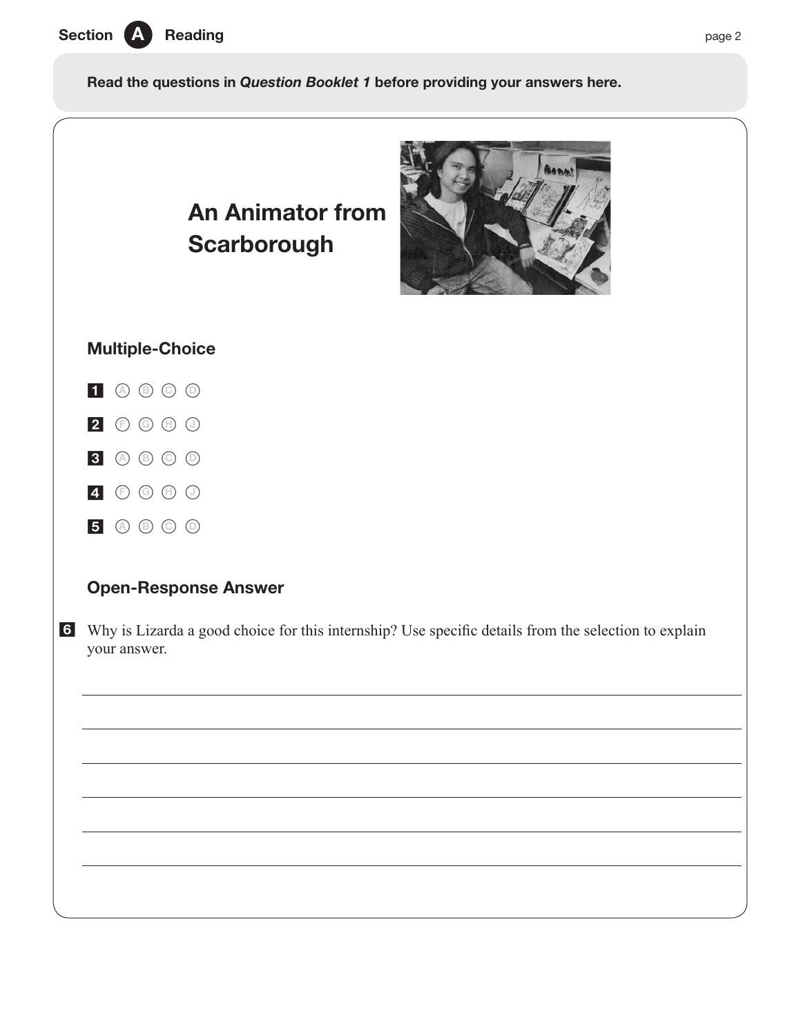## Section A Reading

**Read the questions in *Question Booklet 1* before providing your answers here.**

# An Animator from Scarborough

### Multiple-Choice

1 Ⓐ Ⓑ Ⓒ Ⓓ

2 Ⓕ Ⓖ Ⓗ Ⓙ

3 Ⓐ Ⓑ Ⓒ Ⓓ

4 Ⓕ Ⓖ Ⓗ Ⓙ

5 Ⓐ Ⓑ Ⓒ Ⓓ

### Open-Response Answer

6 Why is Lizarda a good choice for this internship? Use specific details from the selection to explain your answer.

______________________________________________________________________

______________________________________________________________________

______________________________________________________________________

______________________________________________________________________

______________________________________________________________________

______________________________________________________________________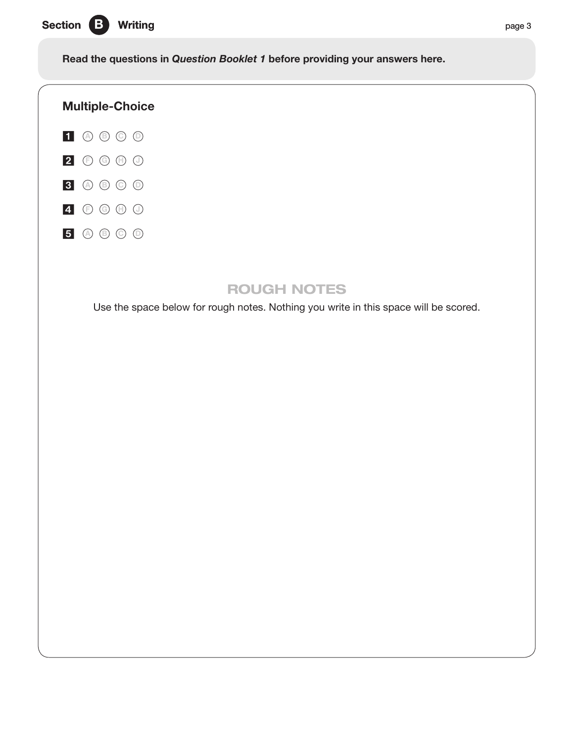## Section B Writing

**Read the questions in *Question Booklet 1* before providing your answers here.**

### Multiple-Choice

1. Ⓐ Ⓑ Ⓒ Ⓓ
2. Ⓕ Ⓖ Ⓗ Ⓙ
3. Ⓐ Ⓑ Ⓒ Ⓓ
4. Ⓕ Ⓖ Ⓗ Ⓙ
5. Ⓐ Ⓑ Ⓒ Ⓓ

### ROUGH NOTES

Use the space below for rough notes. Nothing you write in this space will be scored.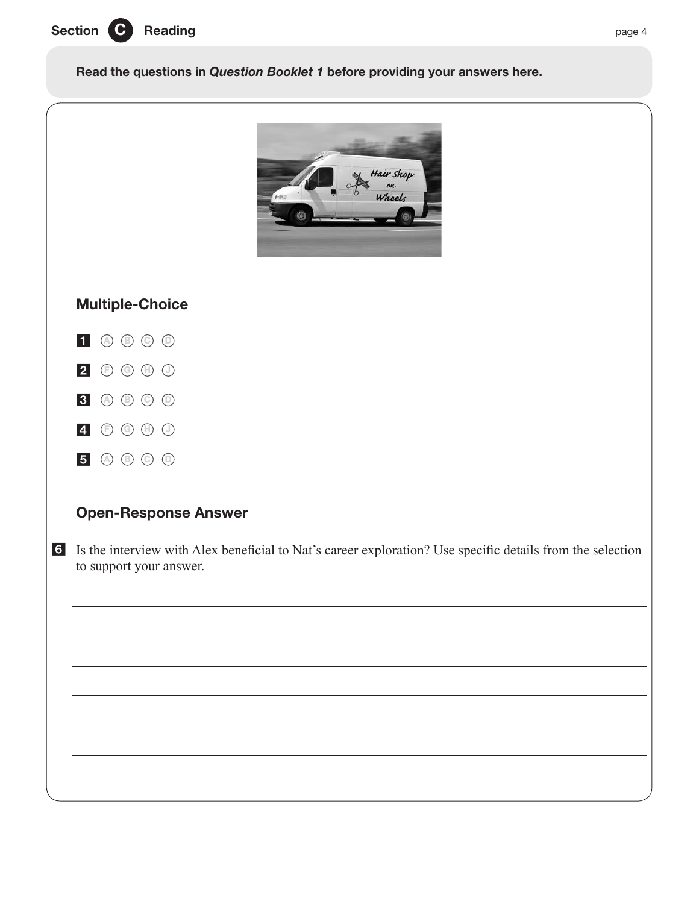## Section C Reading

**Read the questions in *Question Booklet 1* before providing your answers here.**

### Multiple-Choice

1 Ⓐ Ⓑ Ⓒ Ⓓ

2 Ⓕ Ⓖ Ⓗ Ⓙ

3 Ⓐ Ⓑ Ⓒ Ⓓ

4 Ⓕ Ⓖ Ⓗ Ⓙ

5 Ⓐ Ⓑ Ⓒ Ⓓ

### Open-Response Answer

6 Is the interview with Alex beneficial to Nat's career exploration? Use specific details from the selection to support your answer.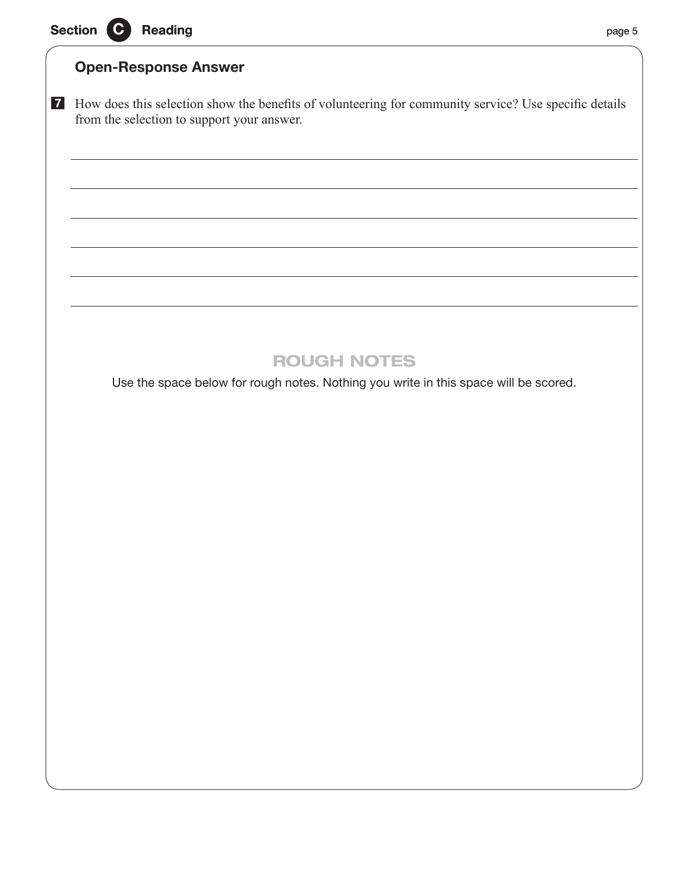## Open-Response Answer

**7** How does this selection show the benefits of volunteering for community service? Use specific details from the selection to support your answer.

## ROUGH NOTES

Use the space below for rough notes. Nothing you write in this space will be scored.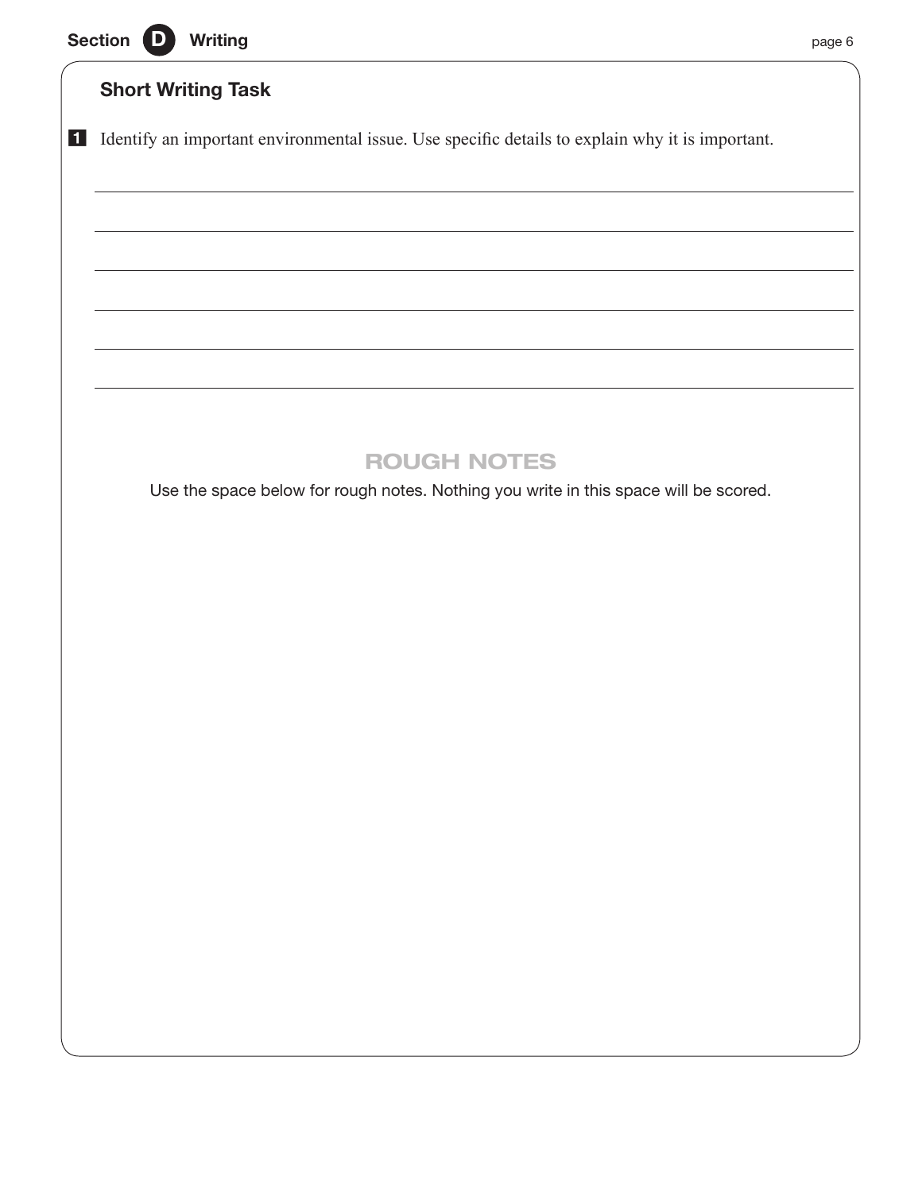## Section D Writing

### Short Writing Task

**1** Identify an important environmental issue. Use specific details to explain why it is important.

### ROUGH NOTES

Use the space below for rough notes. Nothing you write in this space will be scored.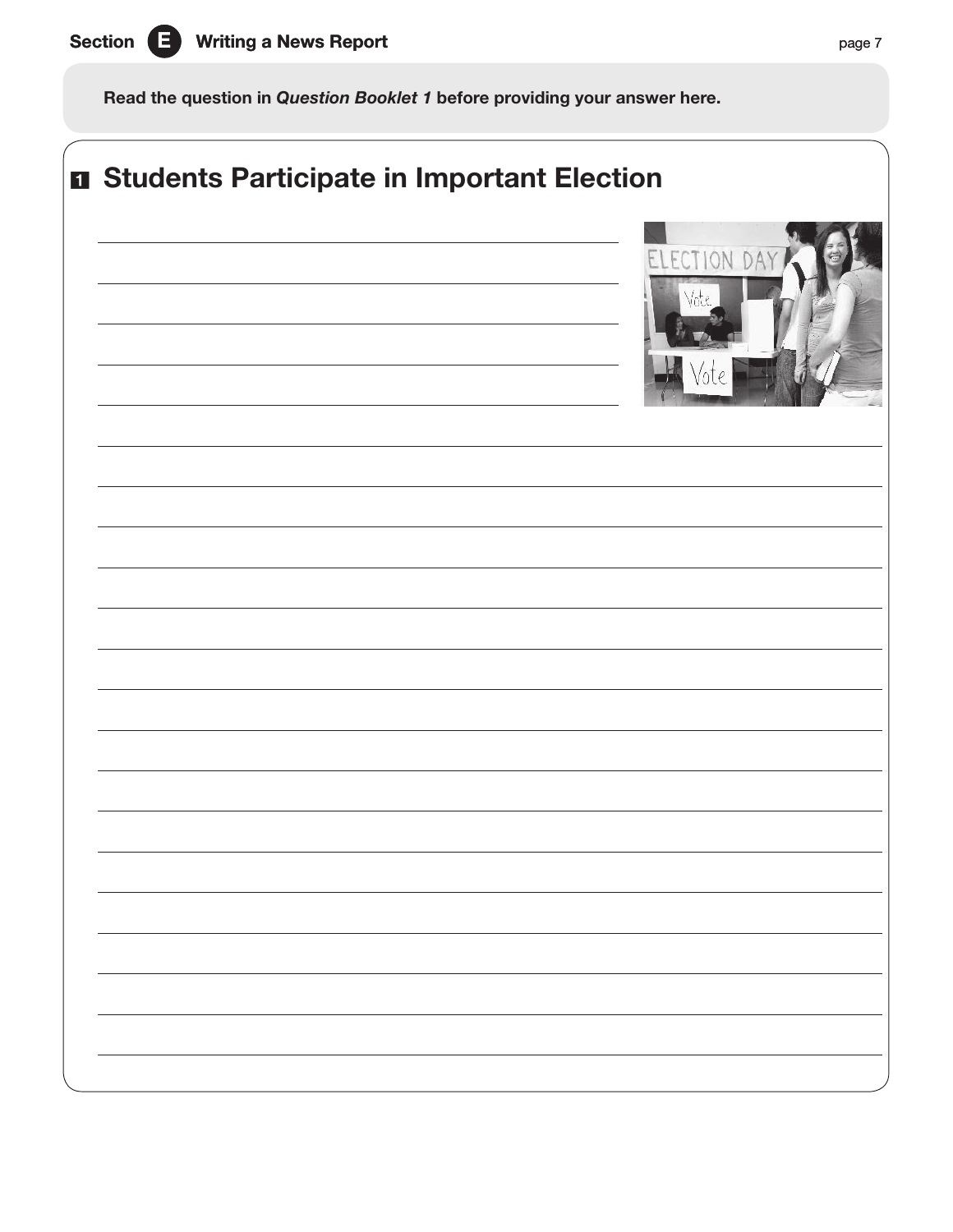## Section E Writing a News Report

**Read the question in *Question Booklet 1* before providing your answer here.**

# 1 Students Participate in Important Election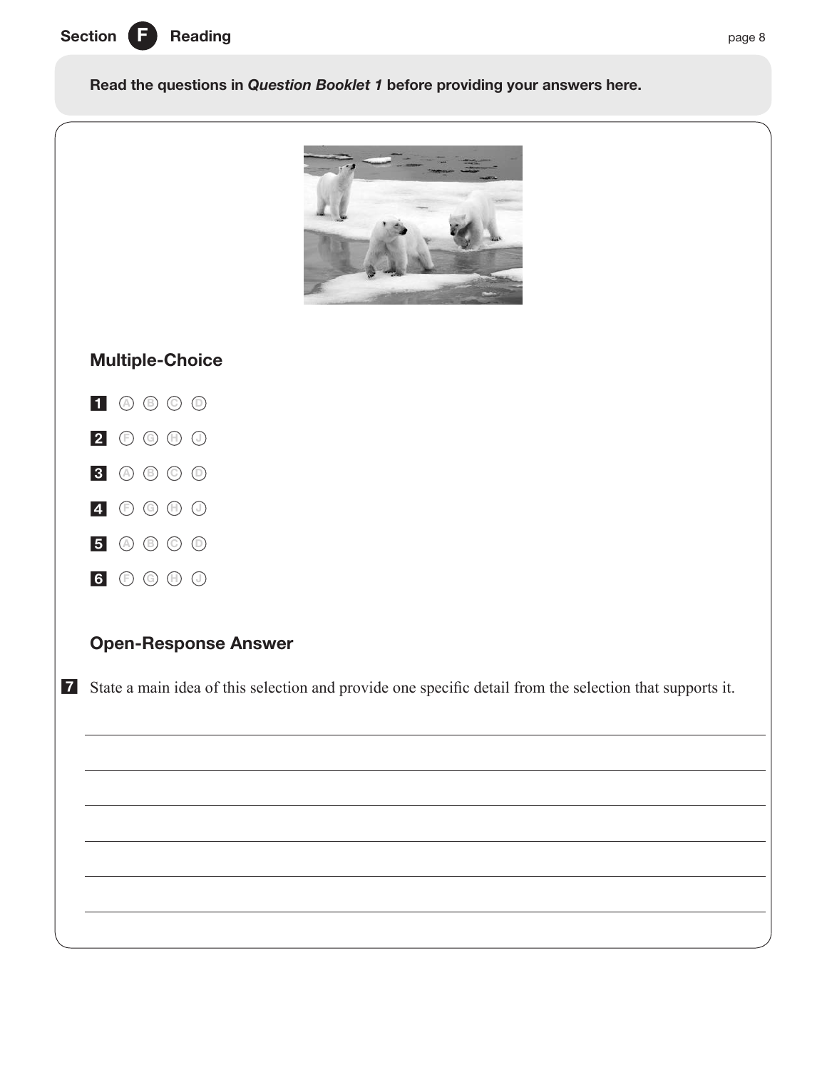## Section F Reading

**Read the questions in *Question Booklet 1* before providing your answers here.**

### Multiple-Choice

1. Ⓐ Ⓑ Ⓒ Ⓓ
2. Ⓕ Ⓖ Ⓗ Ⓙ
3. Ⓐ Ⓑ Ⓒ Ⓓ
4. Ⓕ Ⓖ Ⓗ Ⓙ
5. Ⓐ Ⓑ Ⓒ Ⓓ
6. Ⓕ Ⓖ Ⓗ Ⓙ

### Open-Response Answer

**7** State a main idea of this selection and provide one specific detail from the selection that supports it.

______________________________________________________________________

______________________________________________________________________

______________________________________________________________________

______________________________________________________________________

______________________________________________________________________

______________________________________________________________________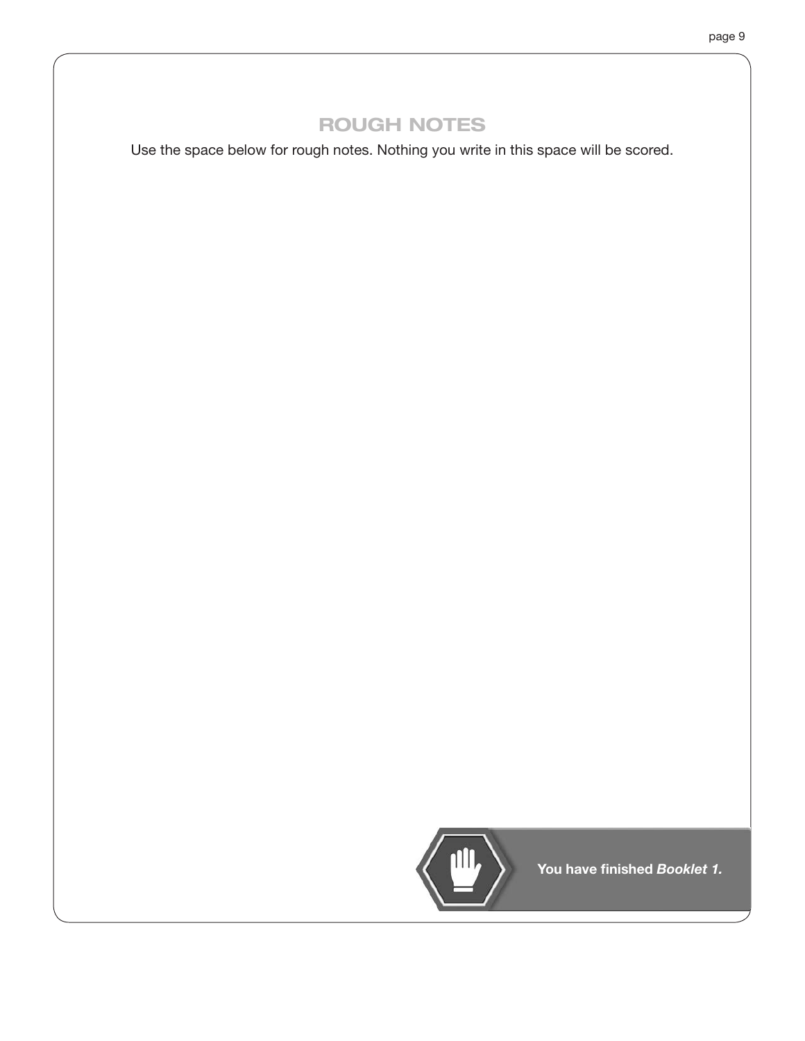## ROUGH NOTES

Use the space below for rough notes. Nothing you write in this space will be scored.

**You have finished *Booklet 1.***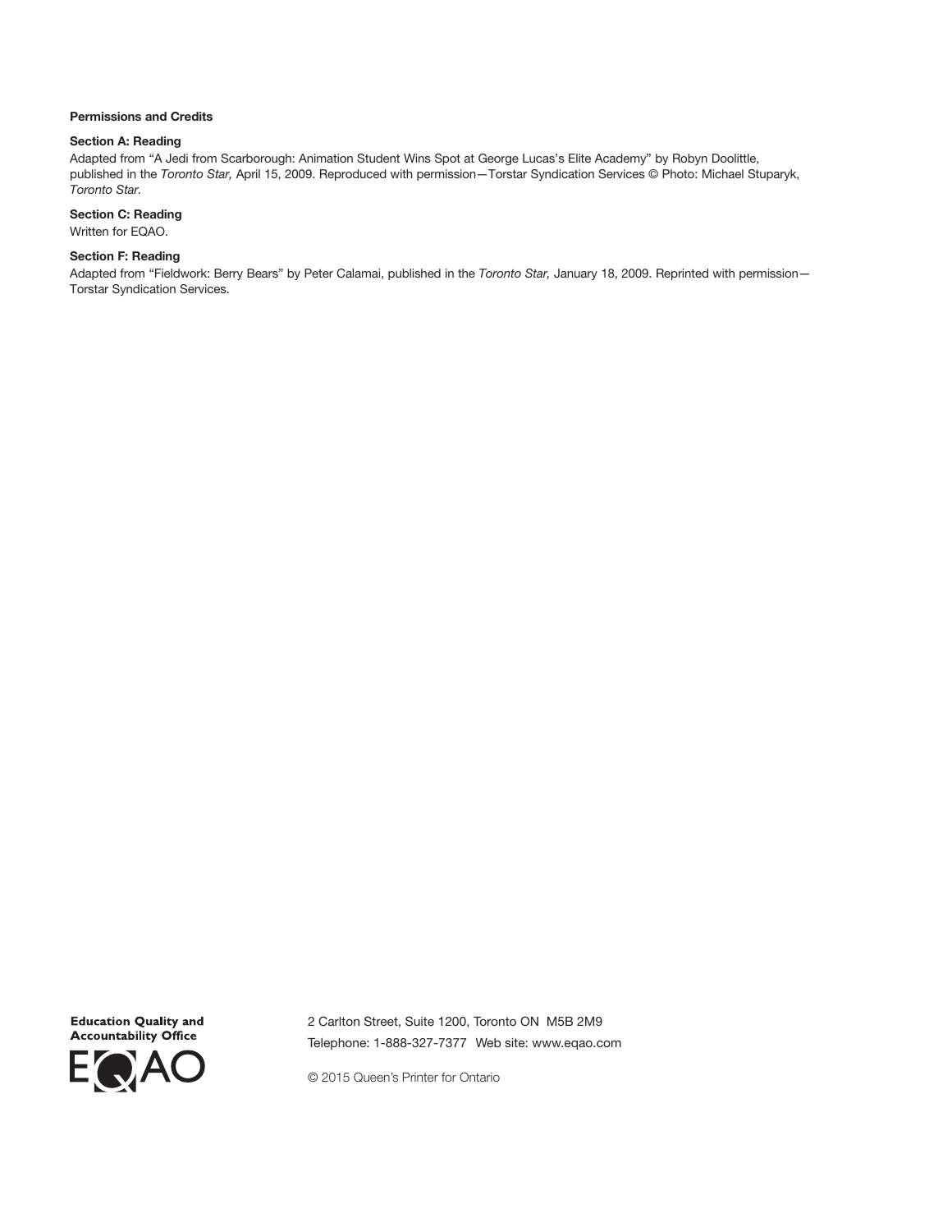**Permissions and Credits**

**Section A: Reading**

Adapted from "A Jedi from Scarborough: Animation Student Wins Spot at George Lucas's Elite Academy" by Robyn Doolittle, published in the *Toronto Star,* April 15, 2009. Reproduced with permission—Torstar Syndication Services © Photo: Michael Stuparyk, *Toronto Star.*

**Section C: Reading**

Written for EQAO.

**Section F: Reading**

Adapted from "Fieldwork: Berry Bears" by Peter Calamai, published in the *Toronto Star,* January 18, 2009. Reprinted with permission—Torstar Syndication Services.

**Education Quality and Accountability Office**

EQAO

2 Carlton Street, Suite 1200, Toronto ON M5B 2M9
Telephone: 1-888-327-7377 Web site: www.eqao.com

© 2015 Queen's Printer for Ontario